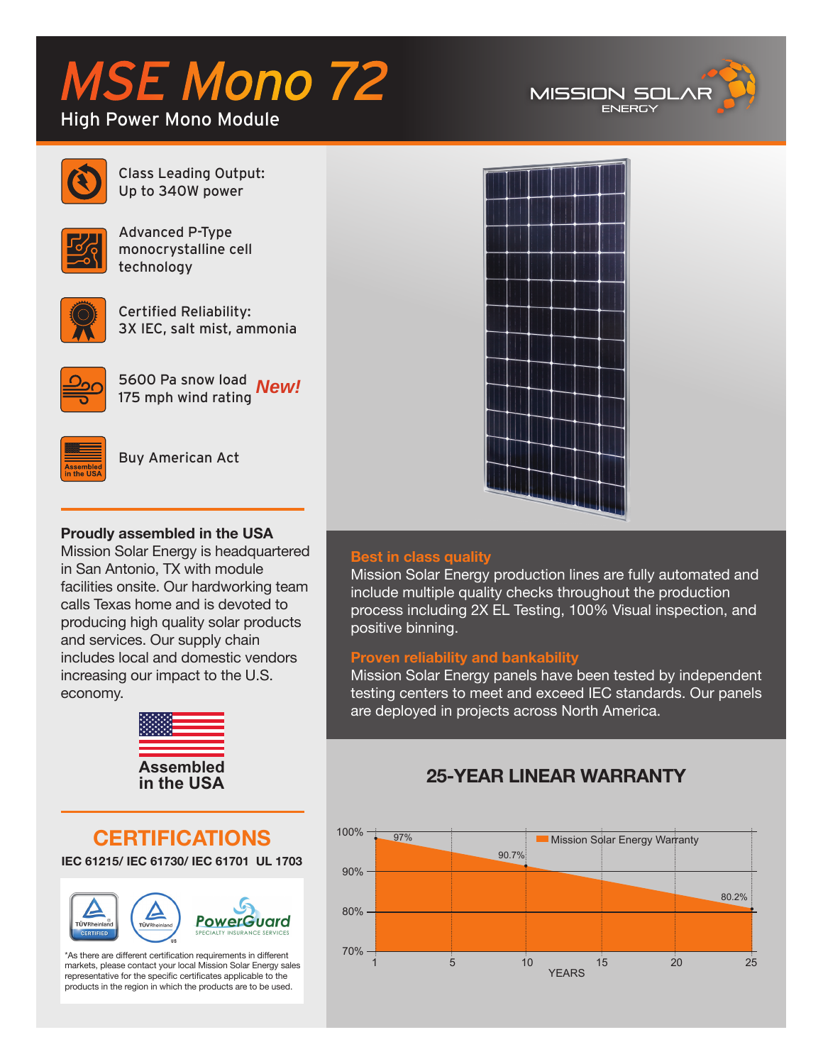# MSE Mono 72

High Power Mono Module

MISSION SOLAR ENERGY

Class Leading Output: Up to 340W power

Advanced P-Type monocrystalline cell technology

Certified Reliability: 3X IEC, salt mist, ammonia

5600 Pa snow load
175 mph wind rating *New!*

Buy American Act

**Proudly assembled in the USA**
Mission Solar Energy is headquartered in San Antonio, TX with module facilities onsite. Our hardworking team calls Texas home and is devoted to producing high quality solar products and services. Our supply chain includes local and domestic vendors increasing our impact to the U.S. economy.

**Assembled in the USA**

## CERTIFICATIONS

**IEC 61215/ IEC 61730/ IEC 61701 UL 1703**

TÜV Rheinland CERTIFIED | TÜV Rheinland US | PowerGuard SPECIALTY INSURANCE SERVICES

*As there are different certification requirements in different markets, please contact your local Mission Solar Energy sales representative for the specific certificates applicable to the products in the region in which the products are to be used.

### Best in class quality

Mission Solar Energy production lines are fully automated and include multiple quality checks throughout the production process including 2X EL Testing, 100% Visual inspection, and positive binning.

### Proven reliability and bankability

Mission Solar Energy panels have been tested by independent testing centers to meet and exceed IEC standards. Our panels are deployed in projects across North America.

## 25-YEAR LINEAR WARRANTY

Mission Solar Energy Warranty

| YEARS | Warranty |
|---|---|
| 1 | 97% |
| 10 | 90.7% |
| 25 | 80.2% |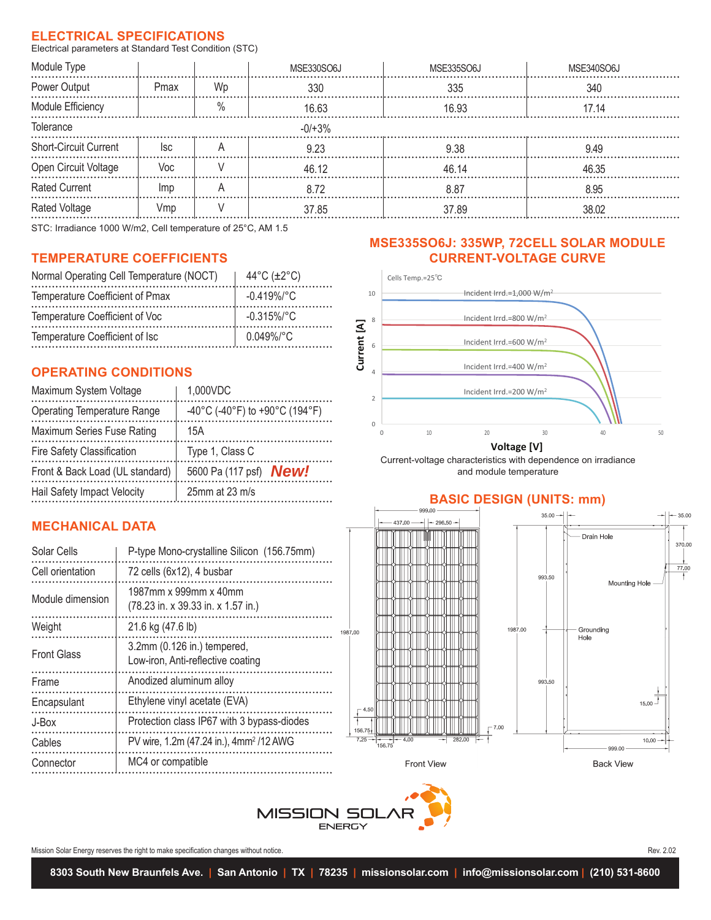## ELECTRICAL SPECIFICATIONS

Electrical parameters at Standard Test Condition (STC)

| Module Type | | | MSE330SO6J | MSE335SO6J | MSE340SO6J |
|---|---|---|---|---|---|
| Power Output | Pmax | Wp | 330 | 335 | 340 |
| Module Efficiency | | % | 16.63 | 16.93 | 17.14 |
| Tolerance | | | -0/+3% | | |
| Short-Circuit Current | Isc | A | 9.23 | 9.38 | 9.49 |
| Open Circuit Voltage | Voc | V | 46.12 | 46.14 | 46.35 |
| Rated Current | Imp | A | 8.72 | 8.87 | 8.95 |
| Rated Voltage | Vmp | V | 37.85 | 37.89 | 38.02 |

STC: Irradiance 1000 W/m2, Cell temperature of 25°C, AM 1.5

## TEMPERATURE COEFFICIENTS

| | |
|---|---|
| Normal Operating Cell Temperature (NOCT) | 44°C (±2°C) |
| Temperature Coefficient of Pmax | -0.419%/°C |
| Temperature Coefficient of Voc | -0.315%/°C |
| Temperature Coefficient of Isc | 0.049%/°C |

## OPERATING CONDITIONS

| | |
|---|---|
| Maximum System Voltage | 1,000VDC |
| Operating Temperature Range | -40°C (-40°F) to +90°C (194°F) |
| Maximum Series Fuse Rating | 15A |
| Fire Safety Classification | Type 1, Class C |
| Front & Back Load (UL standard) | 5600 Pa (117 psf) ***New!*** |
| Hail Safety Impact Velocity | 25mm at 23 m/s |

## MECHANICAL DATA

| | |
|---|---|
| Solar Cells | P-type Mono-crystalline Silicon (156.75mm) |
| Cell orientation | 72 cells (6x12), 4 busbar |
| Module dimension | 1987mm x 999mm x 40mm (78.23 in. x 39.33 in. x 1.57 in.) |
| Weight | 21.6 kg (47.6 lb) |
| Front Glass | 3.2mm (0.126 in.) tempered, Low-iron, Anti-reflective coating |
| Frame | Anodized aluminum alloy |
| Encapsulant | Ethylene vinyl acetate (EVA) |
| J-Box | Protection class IP67 with 3 bypass-diodes |
| Cables | PV wire, 1.2m (47.24 in.), 4mm² /12 AWG |
| Connector | MC4 or compatible |

## MSE335SO6J: 335WP, 72CELL SOLAR MODULE CURRENT-VOLTAGE CURVE

Cells Temp.=25°C

Incident Irrd.=1,000 W/m²

Incident Irrd.=800 W/m²

Incident Irrd.=600 W/m²

Incident Irrd.=400 W/m²

Incident Irrd.=200 W/m²

Current [A]

0 2 4 6 8 10

Voltage [V]

0 10 20 30 40 50

Current-voltage characteristics with dependence on irradiance and module temperature

## BASIC DESIGN (UNITS: mm)

999.00
437.00
296.50
1987.00
4.50
156.75
7.25
4.00
282.00
7.00
156.75

Front View

35.00
35.00
Drain Hole
370.00
77.00
993.50
Mounting Hole
1987.00
Grounding Hole
993.50
15.00
10.00
999.00

Back View

MISSION SOLAR ENERGY

Mission Solar Energy reserves the right to make specification changes without notice.

Rev. 2.02

8303 South New Braunfels Ave. | San Antonio | TX | 78235 | missionsolar.com | info@missionsolar.com | (210) 531-8600